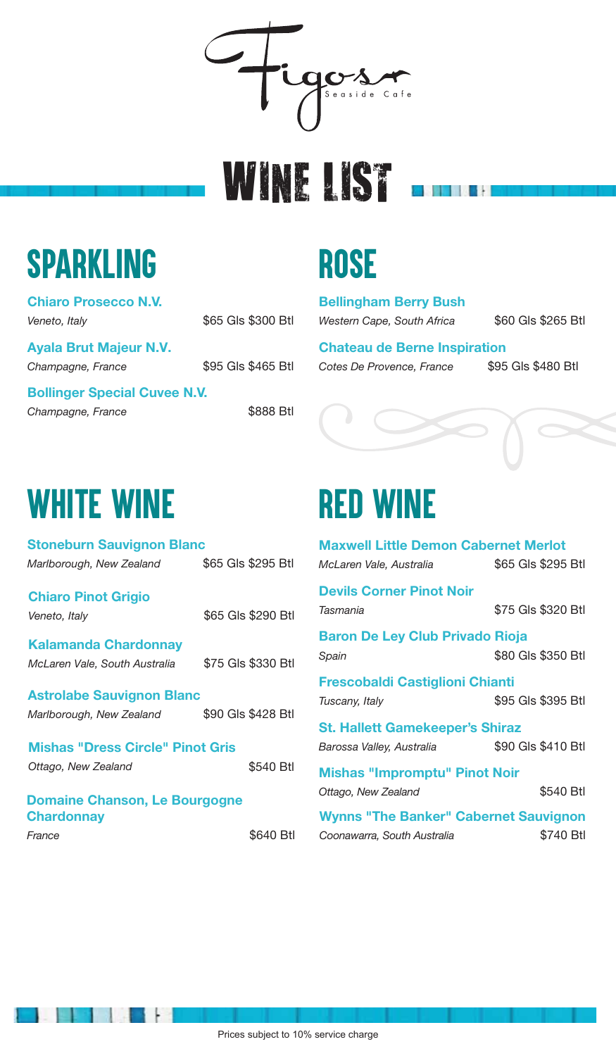# Figos Seaside Cafe

# WINE LIST

## SPARKLING

**Chiaro Prosecco N.V.**
*Veneto, Italy* — $65 Gls $300 Btl

**Ayala Brut Majeur N.V.**
*Champagne, France* — $95 Gls $465 Btl

**Bollinger Special Cuvee N.V.**
*Champagne, France* — $888 Btl

## ROSE

**Bellingham Berry Bush**
*Western Cape, South Africa* — $60 Gls $265 Btl

**Chateau de Berne Inspiration**
*Cotes De Provence, France* — $95 Gls $480 Btl

## WHITE WINE

**Stoneburn Sauvignon Blanc**
*Marlborough, New Zealand* — $65 Gls $295 Btl

**Chiaro Pinot Grigio**
*Veneto, Italy* — $65 Gls $290 Btl

**Kalamanda Chardonnay**
*McLaren Vale, South Australia* — $75 Gls $330 Btl

**Astrolabe Sauvignon Blanc**
*Marlborough, New Zealand* — $90 Gls $428 Btl

**Mishas "Dress Circle" Pinot Gris**
*Ottago, New Zealand* — $540 Btl

**Domaine Chanson, Le Bourgogne Chardonnay**
*France* — $640 Btl

## RED WINE

**Maxwell Little Demon Cabernet Merlot**
*McLaren Vale, Australia* — $65 Gls $295 Btl

**Devils Corner Pinot Noir**
*Tasmania* — $75 Gls $320 Btl

**Baron De Ley Club Privado Rioja**
*Spain* — $80 Gls $350 Btl

**Frescobaldi Castiglioni Chianti**
*Tuscany, Italy* — $95 Gls $395 Btl

**St. Hallett Gamekeeper's Shiraz**
*Barossa Valley, Australia* — $90 Gls $410 Btl

**Mishas "Impromptu" Pinot Noir**
*Ottago, New Zealand* — $540 Btl

**Wynns "The Banker" Cabernet Sauvignon**
*Coonawarra, South Australia* — $740 Btl

Prices subject to 10% service charge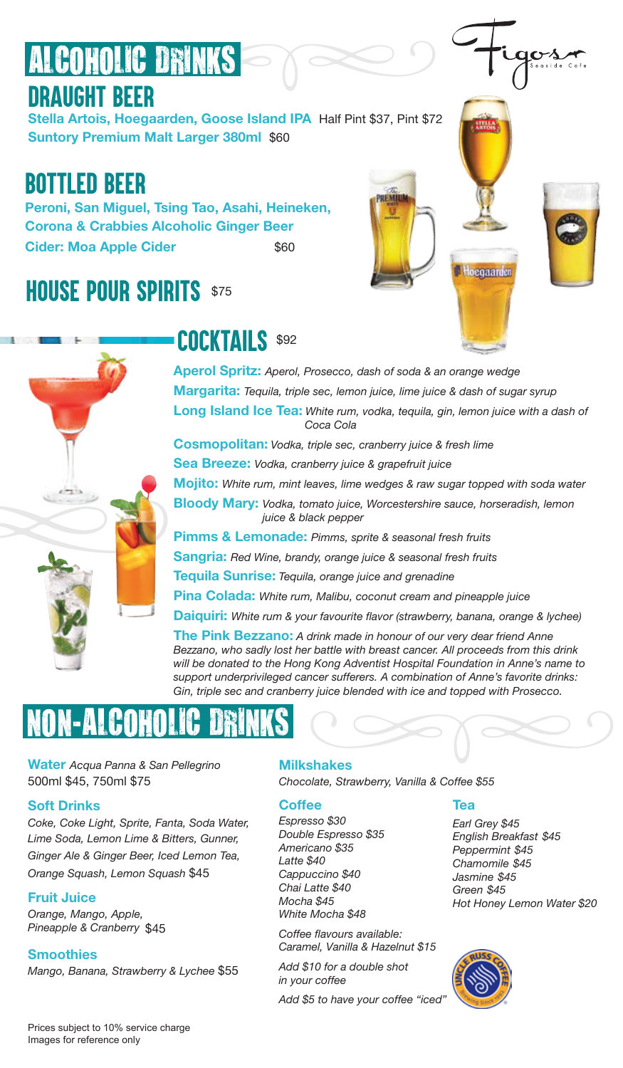# ALCOHOLIC DRINKS

Figos Seaside Cafe

## DRAUGHT BEER

**Stella Artois, Hoegaarden, Goose Island IPA** Half Pint $37, Pint $72
**Suntory Premium Malt Larger 380ml** $60

## BOTTLED BEER

**Peroni, San Miguel, Tsing Tao, Asahi, Heineken, Corona & Crabbies Alcoholic Ginger Beer**
**Cider: Moa Apple Cider** $60

## HOUSE POUR SPIRITS $75

## COCKTAILS $92

**Aperol Spritz:** *Aperol, Prosecco, dash of soda & an orange wedge*

**Margarita:** *Tequila, triple sec, lemon juice, lime juice & dash of sugar syrup*

**Long Island Ice Tea:** *White rum, vodka, tequila, gin, lemon juice with a dash of Coca Cola*

**Cosmopolitan:** *Vodka, triple sec, cranberry juice & fresh lime*

**Sea Breeze:** *Vodka, cranberry juice & grapefruit juice*

**Mojito:** *White rum, mint leaves, lime wedges & raw sugar topped with soda water*

**Bloody Mary:** *Vodka, tomato juice, Worcestershire sauce, horseradish, lemon juice & black pepper*

**Pimms & Lemonade:** *Pimms, sprite & seasonal fresh fruits*

**Sangria:** *Red Wine, brandy, orange juice & seasonal fresh fruits*

**Tequila Sunrise:** *Tequila, orange juice and grenadine*

**Pina Colada:** *White rum, Malibu, coconut cream and pineapple juice*

**Daiquiri:** *White rum & your favourite flavor (strawberry, banana, orange & lychee)*

**The Pink Bezzano:** *A drink made in honour of our very dear friend Anne Bezzano, who sadly lost her battle with breast cancer. All proceeds from this drink will be donated to the Hong Kong Adventist Hospital Foundation in Anne's name to support underprivileged cancer sufferers. A combination of Anne's favorite drinks: Gin, triple sec and cranberry juice blended with ice and topped with Prosecco.*

# NON-ALCOHOLIC DRINKS

### Water
*Acqua Panna & San Pellegrino*
500ml $45, 750ml $75

### Soft Drinks
*Coke, Coke Light, Sprite, Fanta, Soda Water, Lime Soda, Lemon Lime & Bitters, Gunner, Ginger Ale & Ginger Beer, Iced Lemon Tea, Orange Squash, Lemon Squash* $45

### Fruit Juice
*Orange, Mango, Apple, Pineapple & Cranberry* $45

### Smoothies
*Mango, Banana, Strawberry & Lychee* $55

### Milkshakes
*Chocolate, Strawberry, Vanilla & Coffee $55*

### Coffee
*Espresso $30*
*Double Espresso $35*
*Americano $35*
*Latte $40*
*Cappuccino $40*
*Chai Latte $40*
*Mocha $45*
*White Mocha $48*

*Coffee flavours available: Caramel, Vanilla & Hazelnut $15*

*Add $10 for a double shot in your coffee*

*Add $5 to have your coffee "iced"*

### Tea
*Earl Grey $45*
*English Breakfast $45*
*Peppermint $45*
*Chamomile $45*
*Jasmine $45*
*Green $45*
*Hot Honey Lemon Water $20*

Prices subject to 10% service charge
Images for reference only